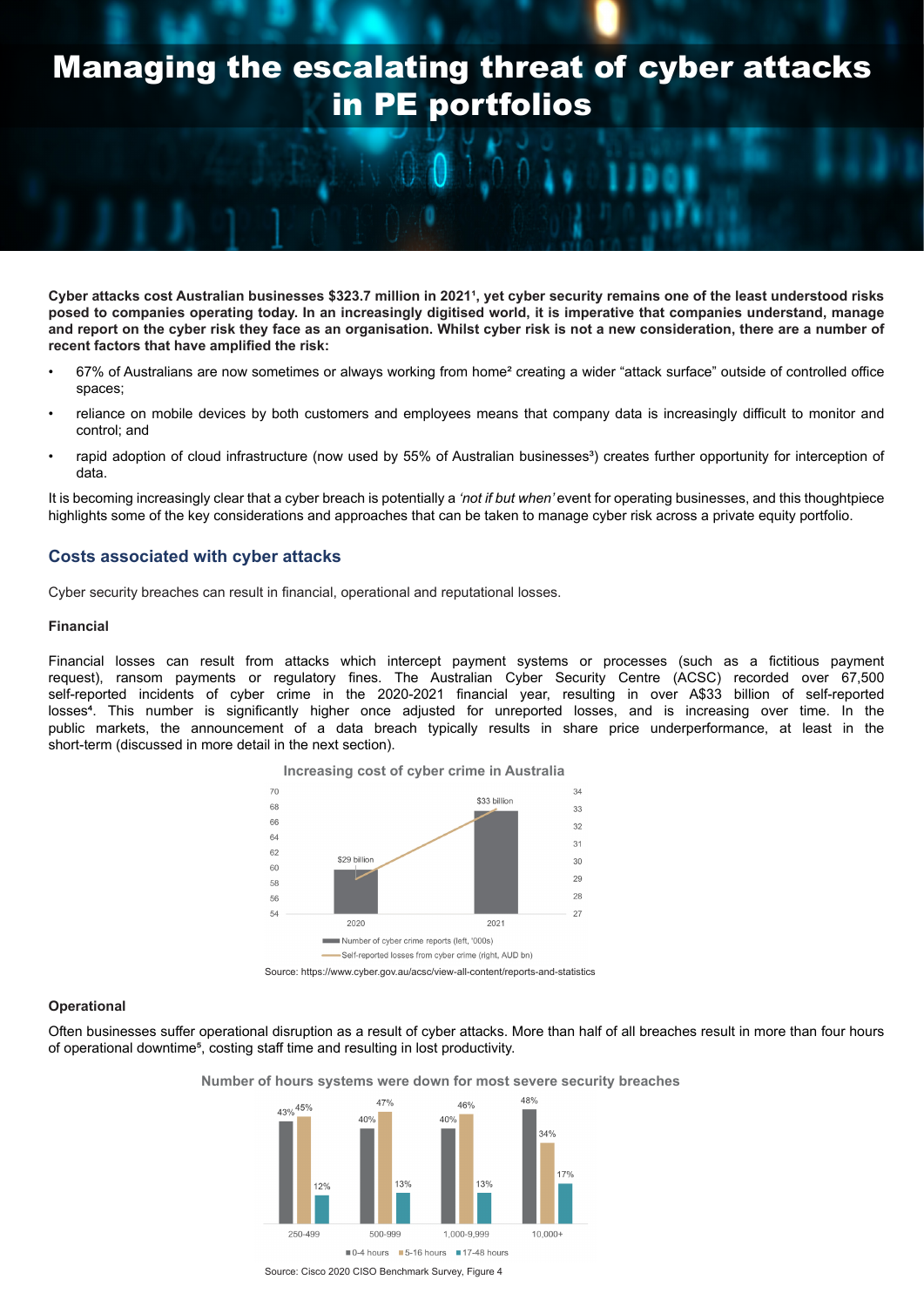# Managing the escalating threat of cyber attacks in PE portfolios

**Cyber attacks cost Australian businesses $323.7 million in 2021[1], yet cyber security remains one of the least understood risks posed to companies operating today. In an increasingly digitised world, it is imperative that companies understand, manage and report on the cyber risk they face as an organisation. Whilst cyber risk is not a new consideration, there are a number of recent factors that have amplified the risk:**

- 67% of Australians are now sometimes or always working from home[2] creating a wider "attack surface" outside of controlled office spaces;
- reliance on mobile devices by both customers and employees means that company data is increasingly difficult to monitor and control; and
- rapid adoption of cloud infrastructure (now used by 55% of Australian businesses[3]) creates further opportunity for interception of data.

It is becoming increasingly clear that a cyber breach is potentially a *'not if but when'* event for operating businesses, and this thoughtpiece highlights some of the key considerations and approaches that can be taken to manage cyber risk across a private equity portfolio.

## Costs associated with cyber attacks

Cyber security breaches can result in financial, operational and reputational losses.

### Financial

Financial losses can result from attacks which intercept payment systems or processes (such as a fictitious payment request), ransom payments or regulatory fines. The Australian Cyber Security Centre (ACSC) recorded over 67,500 self-reported incidents of cyber crime in the 2020-2021 financial year, resulting in over A$33 billion of self-reported losses[4]. This number is significantly higher once adjusted for unreported losses, and is increasing over time. In the public markets, the announcement of a data breach typically results in share price underperformance, at least in the short-term (discussed in more detail in the next section).

**Increasing cost of cyber crime in Australia**

| Year | Number of cyber crime reports (left, '000s) | Self-reported losses from cyber crime (right, AUD bn) |
|---|---|---|
| 2020 | ~60 | $29 billion |
| 2021 | ~68 | $33 billion |

Source: https://www.cyber.gov.au/acsc/view-all-content/reports-and-statistics

### Operational

Often businesses suffer operational disruption as a result of cyber attacks. More than half of all breaches result in more than four hours of operational downtime[5], costing staff time and resulting in lost productivity.

**Number of hours systems were down for most severe security breaches**

| Company size | 0-4 hours | 5-16 hours | 17-48 hours |
|---|---|---|---|
| 250-499 | 43% | 45% | 12% |
| 500-999 | 40% | 47% | 13% |
| 1,000-9,999 | 40% | 46% | 13% |
| 10,000+ | 48% | 34% | 17% |

Source: Cisco 2020 CISO Benchmark Survey, Figure 4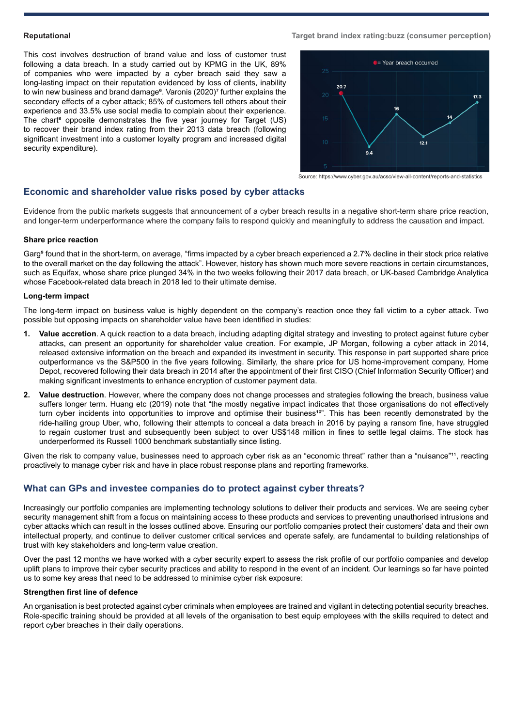**Reputational**

This cost involves destruction of brand value and loss of customer trust following a data breach. In a study carried out by KPMG in the UK, 89% of companies who were impacted by a cyber breach said they saw a long-lasting impact on their reputation evidenced by loss of clients, inability to win new business and brand damage[6]. Varonis (2020)[7] further explains the secondary effects of a cyber attack; 85% of customers tell others about their experience and 33.5% use social media to complain about their experience. The chart[8] opposite demonstrates the five year journey for Target (US) to recover their brand index rating from their 2013 data breach (following significant investment into a customer loyalty program and increased digital security expenditure).

**Target brand index rating:buzz (consumer perception)**

Source: https://www.cyber.gov.au/acsc/view-all-content/reports-and-statistics

## Economic and shareholder value risks posed by cyber attacks

Evidence from the public markets suggests that announcement of a cyber breach results in a negative short-term share price reaction, and longer-term underperformance where the company fails to respond quickly and meaningfully to address the causation and impact.

**Share price reaction**

Garg[9] found that in the short-term, on average, "firms impacted by a cyber breach experienced a 2.7% decline in their stock price relative to the overall market on the day following the attack". However, history has shown much more severe reactions in certain circumstances, such as Equifax, whose share price plunged 34% in the two weeks following their 2017 data breach, or UK-based Cambridge Analytica whose Facebook-related data breach in 2018 led to their ultimate demise.

**Long-term impact**

The long-term impact on business value is highly dependent on the company's reaction once they fall victim to a cyber attack. Two possible but opposing impacts on shareholder value have been identified in studies:

1. **Value accretion**. A quick reaction to a data breach, including adapting digital strategy and investing to protect against future cyber attacks, can present an opportunity for shareholder value creation. For example, JP Morgan, following a cyber attack in 2014, released extensive information on the breach and expanded its investment in security. This response in part supported share price outperformance vs the S&P500 in the five years following. Similarly, the share price for US home-improvement company, Home Depot, recovered following their data breach in 2014 after the appointment of their first CISO (Chief Information Security Officer) and making significant investments to enhance encryption of customer payment data.
2. **Value destruction**. However, where the company does not change processes and strategies following the breach, business value suffers longer term. Huang etc (2019) note that "the mostly negative impact indicates that those organisations do not effectively turn cyber incidents into opportunities to improve and optimise their business[10]". This has been recently demonstrated by the ride-hailing group Uber, who, following their attempts to conceal a data breach in 2016 by paying a ransom fine, have struggled to regain customer trust and subsequently been subject to over US$148 million in fines to settle legal claims. The stock has underperformed its Russell 1000 benchmark substantially since listing.

Given the risk to company value, businesses need to approach cyber risk as an "economic threat" rather than a "nuisance"[11], reacting proactively to manage cyber risk and have in place robust response plans and reporting frameworks.

## What can GPs and investee companies do to protect against cyber threats?

Increasingly our portfolio companies are implementing technology solutions to deliver their products and services. We are seeing cyber security management shift from a focus on maintaining access to these products and services to preventing unauthorised intrusions and cyber attacks which can result in the losses outlined above. Ensuring our portfolio companies protect their customers' data and their own intellectual property, and continue to deliver customer critical services and operate safely, are fundamental to building relationships of trust with key stakeholders and long-term value creation.

Over the past 12 months we have worked with a cyber security expert to assess the risk profile of our portfolio companies and develop uplift plans to improve their cyber security practices and ability to respond in the event of an incident. Our learnings so far have pointed us to some key areas that need to be addressed to minimise cyber risk exposure:

**Strengthen first line of defence**

An organisation is best protected against cyber criminals when employees are trained and vigilant in detecting potential security breaches. Role-specific training should be provided at all levels of the organisation to best equip employees with the skills required to detect and report cyber breaches in their daily operations.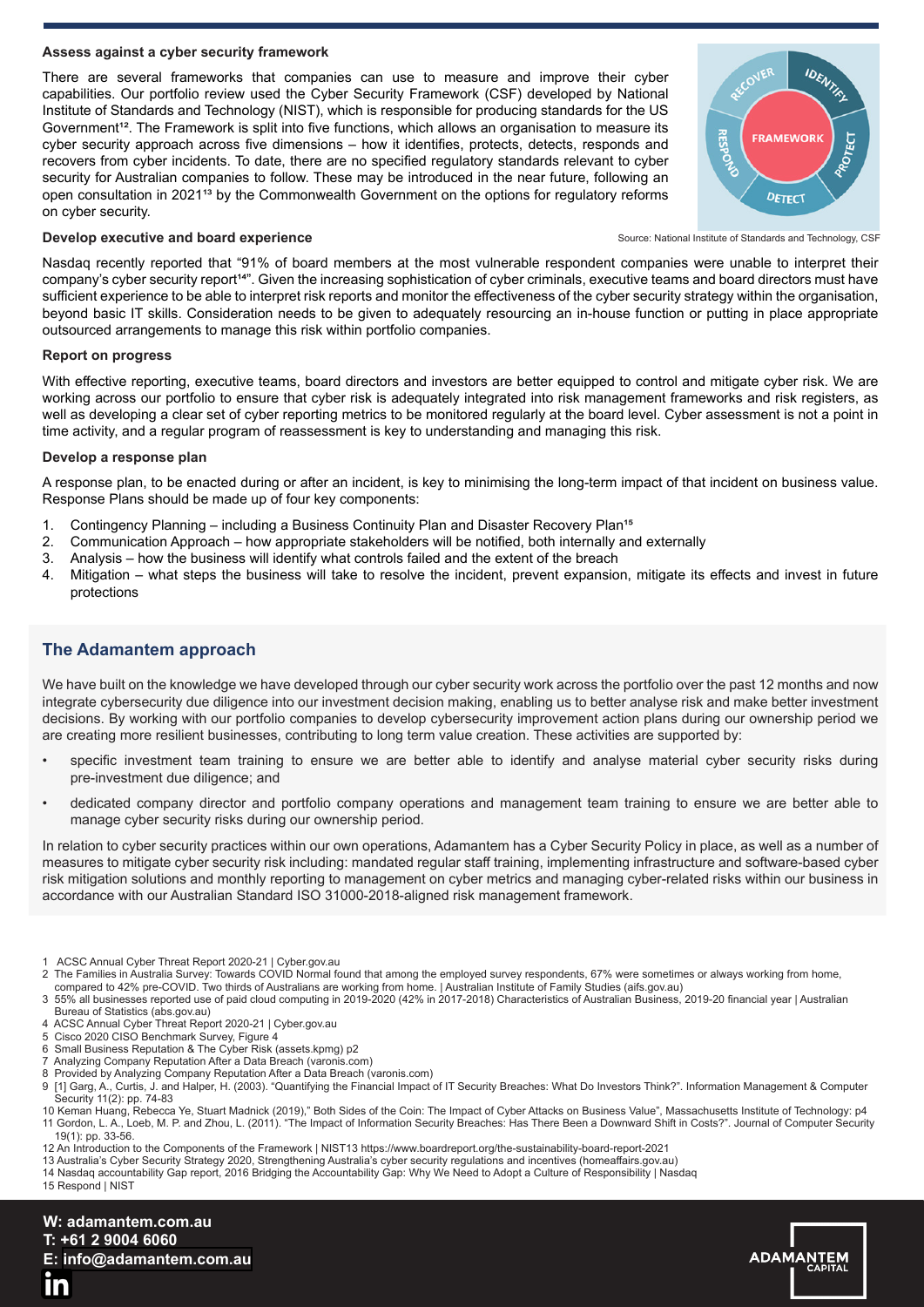### Assess against a cyber security framework

There are several frameworks that companies can use to measure and improve their cyber capabilities. Our portfolio review used the Cyber Security Framework (CSF) developed by National Institute of Standards and Technology (NIST), which is responsible for producing standards for the US Government[12]. The Framework is split into five functions, which allows an organisation to measure its cyber security approach across five dimensions – how it identifies, protects, detects, responds and recovers from cyber incidents. To date, there are no specified regulatory standards relevant to cyber security for Australian companies to follow. These may be introduced in the near future, following an open consultation in 2021[13] by the Commonwealth Government on the options for regulatory reforms on cyber security.

FRAMEWORK
IDENTIFY
PROTECT
DETECT
RESPOND
RECOVER

Source: National Institute of Standards and Technology, CSF

### Develop executive and board experience

Nasdaq recently reported that "91% of board members at the most vulnerable respondent companies were unable to interpret their company's cyber security report[14]". Given the increasing sophistication of cyber criminals, executive teams and board directors must have sufficient experience to be able to interpret risk reports and monitor the effectiveness of the cyber security strategy within the organisation, beyond basic IT skills. Consideration needs to be given to adequately resourcing an in-house function or putting in place appropriate outsourced arrangements to manage this risk within portfolio companies.

### Report on progress

With effective reporting, executive teams, board directors and investors are better equipped to control and mitigate cyber risk. We are working across our portfolio to ensure that cyber risk is adequately integrated into risk management frameworks and risk registers, as well as developing a clear set of cyber reporting metrics to be monitored regularly at the board level. Cyber assessment is not a point in time activity, and a regular program of reassessment is key to understanding and managing this risk.

### Develop a response plan

A response plan, to be enacted during or after an incident, is key to minimising the long-term impact of that incident on business value. Response Plans should be made up of four key components:

1. Contingency Planning – including a Business Continuity Plan and Disaster Recovery Plan[15]
2. Communication Approach – how appropriate stakeholders will be notified, both internally and externally
3. Analysis – how the business will identify what controls failed and the extent of the breach
4. Mitigation – what steps the business will take to resolve the incident, prevent expansion, mitigate its effects and invest in future protections

## The Adamantem approach

We have built on the knowledge we have developed through our cyber security work across the portfolio over the past 12 months and now integrate cybersecurity due diligence into our investment decision making, enabling us to better analyse risk and make better investment decisions. By working with our portfolio companies to develop cybersecurity improvement action plans during our ownership period we are creating more resilient businesses, contributing to long term value creation. These activities are supported by:

- specific investment team training to ensure we are better able to identify and analyse material cyber security risks during pre-investment due diligence; and
- dedicated company director and portfolio company operations and management team training to ensure we are better able to manage cyber security risks during our ownership period.

In relation to cyber security practices within our own operations, Adamantem has a Cyber Security Policy in place, as well as a number of measures to mitigate cyber security risk including: mandated regular staff training, implementing infrastructure and software-based cyber risk mitigation solutions and monthly reporting to management on cyber metrics and managing cyber-related risks within our business in accordance with our Australian Standard ISO 31000-2018-aligned risk management framework.

1 ACSC Annual Cyber Threat Report 2020-21 | Cyber.gov.au
2 The Families in Australia Survey: Towards COVID Normal found that among the employed survey respondents, 67% were sometimes or always working from home, compared to 42% pre-COVID. Two thirds of Australians are working from home. | Australian Institute of Family Studies (aifs.gov.au)
3 55% all businesses reported use of paid cloud computing in 2019-2020 (42% in 2017-2018) Characteristics of Australian Business, 2019-20 financial year | Australian Bureau of Statistics (abs.gov.au)
4 ACSC Annual Cyber Threat Report 2020-21 | Cyber.gov.au
5 Cisco 2020 CISO Benchmark Survey, Figure 4
6 Small Business Reputation & The Cyber Risk (assets.kpmg) p2
7 Analyzing Company Reputation After a Data Breach (varonis.com)
8 Provided by Analyzing Company Reputation After a Data Breach (varonis.com)
9 [1] Garg, A., Curtis, J. and Halper, H. (2003). "Quantifying the Financial Impact of IT Security Breaches: What Do Investors Think?". Information Management & Computer Security 11(2): pp. 74-83
10 Keman Huang, Rebecca Ye, Stuart Madnick (2019)," Both Sides of the Coin: The Impact of Cyber Attacks on Business Value", Massachusetts Institute of Technology: p4
11 Gordon, L. A., Loeb, M. P. and Zhou, L. (2011). "The Impact of Information Security Breaches: Has There Been a Downward Shift in Costs?". Journal of Computer Security 19(1): pp. 33-56.
12 An Introduction to the Components of the Framework | NIST13 https://www.boardreport.org/the-sustainability-board-report-2021
13 Australia's Cyber Security Strategy 2020, Strengthening Australia's cyber security regulations and incentives (homeaffairs.gov.au)
14 Nasdaq accountability Gap report, 2016 Bridging the Accountability Gap: Why We Need to Adopt a Culture of Responsibility | Nasdaq
15 Respond | NIST

**W: adamantem.com.au**
**T: +61 2 9004 6060**
**E: info@adamantem.com.au**

ADAMANTEM CAPITAL